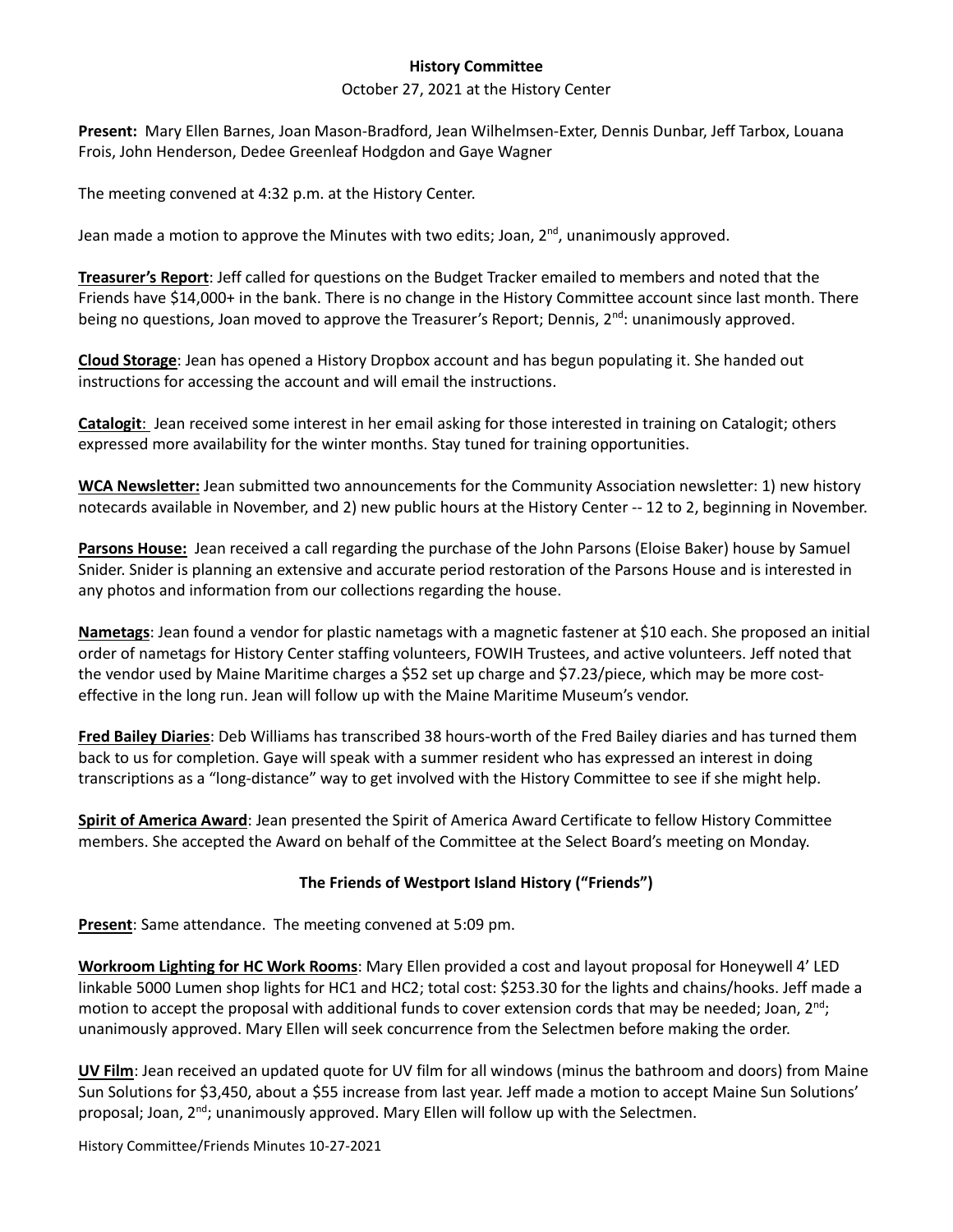**History Committee**

October 27, 2021 at the History Center

**Present:** Mary Ellen Barnes, Joan Mason-Bradford, Jean Wilhelmsen-Exter, Dennis Dunbar, Jeff Tarbox, Louana Frois, John Henderson, Dedee Greenleaf Hodgdon and Gaye Wagner

The meeting convened at 4:32 p.m. at the History Center.

Jean made a motion to approve the Minutes with two edits; Joan, 2nd, unanimously approved.

**Treasurer's Report**: Jeff called for questions on the Budget Tracker emailed to members and noted that the Friends have $14,000+ in the bank. There is no change in the History Committee account since last month. There being no questions, Joan moved to approve the Treasurer's Report; Dennis, 2nd: unanimously approved.

**Cloud Storage**: Jean has opened a History Dropbox account and has begun populating it. She handed out instructions for accessing the account and will email the instructions.

**Catalogit**: Jean received some interest in her email asking for those interested in training on Catalogit; others expressed more availability for the winter months. Stay tuned for training opportunities.

**WCA Newsletter:** Jean submitted two announcements for the Community Association newsletter: 1) new history notecards available in November, and 2) new public hours at the History Center -- 12 to 2, beginning in November.

**Parsons House:** Jean received a call regarding the purchase of the John Parsons (Eloise Baker) house by Samuel Snider. Snider is planning an extensive and accurate period restoration of the Parsons House and is interested in any photos and information from our collections regarding the house.

**Nametags**: Jean found a vendor for plastic nametags with a magnetic fastener at $10 each. She proposed an initial order of nametags for History Center staffing volunteers, FOWIH Trustees, and active volunteers. Jeff noted that the vendor used by Maine Maritime charges a $52 set up charge and $7.23/piece, which may be more cost-effective in the long run. Jean will follow up with the Maine Maritime Museum's vendor.

**Fred Bailey Diaries**: Deb Williams has transcribed 38 hours-worth of the Fred Bailey diaries and has turned them back to us for completion. Gaye will speak with a summer resident who has expressed an interest in doing transcriptions as a "long-distance" way to get involved with the History Committee to see if she might help.

**Spirit of America Award**: Jean presented the Spirit of America Award Certificate to fellow History Committee members. She accepted the Award on behalf of the Committee at the Select Board's meeting on Monday.

**The Friends of Westport Island History ("Friends")**

**Present**: Same attendance. The meeting convened at 5:09 pm.

**Workroom Lighting for HC Work Rooms**: Mary Ellen provided a cost and layout proposal for Honeywell 4' LED linkable 5000 Lumen shop lights for HC1 and HC2; total cost: $253.30 for the lights and chains/hooks. Jeff made a motion to accept the proposal with additional funds to cover extension cords that may be needed; Joan, 2nd; unanimously approved. Mary Ellen will seek concurrence from the Selectmen before making the order.

**UV Film**: Jean received an updated quote for UV film for all windows (minus the bathroom and doors) from Maine Sun Solutions for $3,450, about a $55 increase from last year. Jeff made a motion to accept Maine Sun Solutions' proposal; Joan, 2nd; unanimously approved. Mary Ellen will follow up with the Selectmen.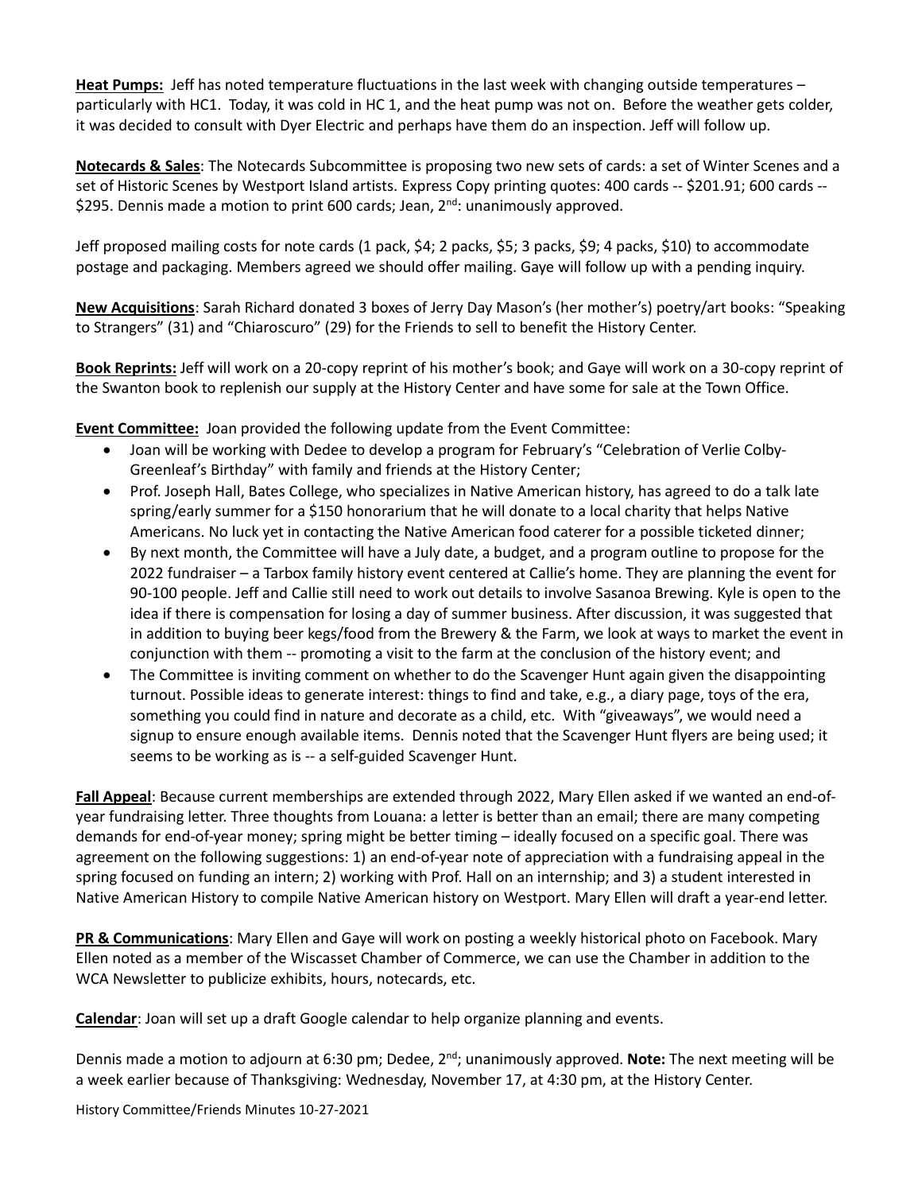**Heat Pumps:** Jeff has noted temperature fluctuations in the last week with changing outside temperatures – particularly with HC1. Today, it was cold in HC 1, and the heat pump was not on. Before the weather gets colder, it was decided to consult with Dyer Electric and perhaps have them do an inspection. Jeff will follow up.

**Notecards & Sales**: The Notecards Subcommittee is proposing two new sets of cards: a set of Winter Scenes and a set of Historic Scenes by Westport Island artists. Express Copy printing quotes: 400 cards -- $201.91; 600 cards -- $295. Dennis made a motion to print 600 cards; Jean, 2nd: unanimously approved.

Jeff proposed mailing costs for note cards (1 pack, $4; 2 packs, $5; 3 packs, $9; 4 packs, $10) to accommodate postage and packaging. Members agreed we should offer mailing. Gaye will follow up with a pending inquiry.

**New Acquisitions**: Sarah Richard donated 3 boxes of Jerry Day Mason's (her mother's) poetry/art books: "Speaking to Strangers" (31) and "Chiaroscuro" (29) for the Friends to sell to benefit the History Center.

**Book Reprints:** Jeff will work on a 20-copy reprint of his mother's book; and Gaye will work on a 30-copy reprint of the Swanton book to replenish our supply at the History Center and have some for sale at the Town Office.

**Event Committee:** Joan provided the following update from the Event Committee:

- Joan will be working with Dedee to develop a program for February's "Celebration of Verlie Colby-Greenleaf's Birthday" with family and friends at the History Center;
- Prof. Joseph Hall, Bates College, who specializes in Native American history, has agreed to do a talk late spring/early summer for a $150 honorarium that he will donate to a local charity that helps Native Americans. No luck yet in contacting the Native American food caterer for a possible ticketed dinner;
- By next month, the Committee will have a July date, a budget, and a program outline to propose for the 2022 fundraiser – a Tarbox family history event centered at Callie's home. They are planning the event for 90-100 people. Jeff and Callie still need to work out details to involve Sasanoa Brewing. Kyle is open to the idea if there is compensation for losing a day of summer business. After discussion, it was suggested that in addition to buying beer kegs/food from the Brewery & the Farm, we look at ways to market the event in conjunction with them -- promoting a visit to the farm at the conclusion of the history event; and
- The Committee is inviting comment on whether to do the Scavenger Hunt again given the disappointing turnout. Possible ideas to generate interest: things to find and take, e.g., a diary page, toys of the era, something you could find in nature and decorate as a child, etc. With "giveaways", we would need a signup to ensure enough available items. Dennis noted that the Scavenger Hunt flyers are being used; it seems to be working as is -- a self-guided Scavenger Hunt.

**Fall Appeal**: Because current memberships are extended through 2022, Mary Ellen asked if we wanted an end-of-year fundraising letter. Three thoughts from Louana: a letter is better than an email; there are many competing demands for end-of-year money; spring might be better timing – ideally focused on a specific goal. There was agreement on the following suggestions: 1) an end-of-year note of appreciation with a fundraising appeal in the spring focused on funding an intern; 2) working with Prof. Hall on an internship; and 3) a student interested in Native American History to compile Native American history on Westport. Mary Ellen will draft a year-end letter.

**PR & Communications**: Mary Ellen and Gaye will work on posting a weekly historical photo on Facebook. Mary Ellen noted as a member of the Wiscasset Chamber of Commerce, we can use the Chamber in addition to the WCA Newsletter to publicize exhibits, hours, notecards, etc.

**Calendar**: Joan will set up a draft Google calendar to help organize planning and events.

Dennis made a motion to adjourn at 6:30 pm; Dedee, 2nd; unanimously approved. **Note:** The next meeting will be a week earlier because of Thanksgiving: Wednesday, November 17, at 4:30 pm, at the History Center.